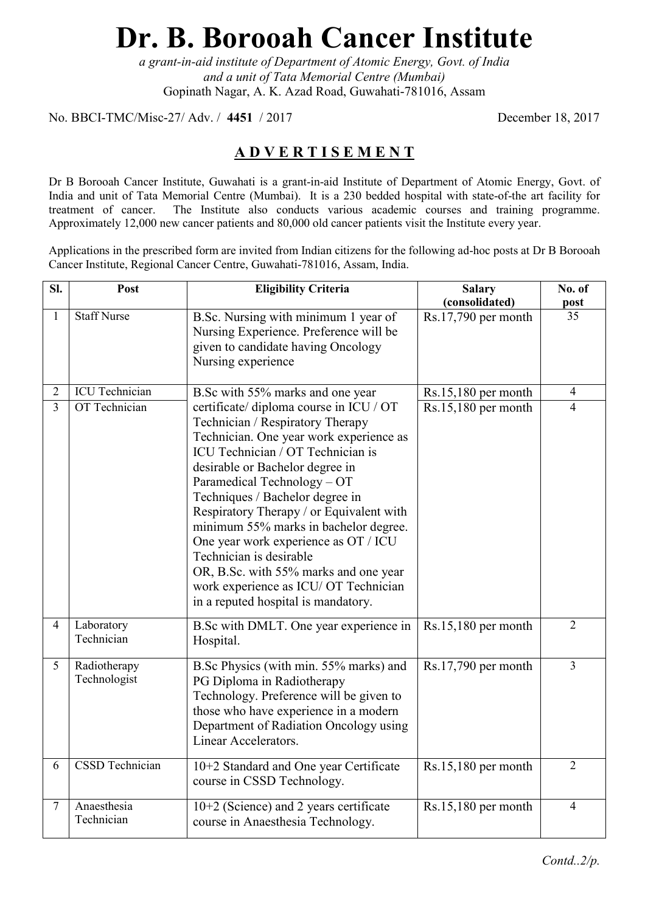# Dr. B. Borooah Cancer Institute

*a grant-in-aid institute of Department of Atomic Energy, Govt. of India*
*and a unit of Tata Memorial Centre (Mumbai)*
Gopinath Nagar, A. K. Azad Road, Guwahati-781016, Assam

No. BBCI-TMC/Misc-27/ Adv. / **4451** / 2017 December 18, 2017

## ADVERTISEMENT

Dr B Borooah Cancer Institute, Guwahati is a grant-in-aid Institute of Department of Atomic Energy, Govt. of India and unit of Tata Memorial Centre (Mumbai). It is a 230 bedded hospital with state-of-the art facility for treatment of cancer. The Institute also conducts various academic courses and training programme. Approximately 12,000 new cancer patients and 80,000 old cancer patients visit the Institute every year.

Applications in the prescribed form are invited from Indian citizens for the following ad-hoc posts at Dr B Borooah Cancer Institute, Regional Cancer Centre, Guwahati-781016, Assam, India.

| Sl. | Post | Eligibility Criteria | Salary (consolidated) | No. of post |
|---|---|---|---|---|
| 1 | Staff Nurse | B.Sc. Nursing with minimum 1 year of Nursing Experience. Preference will be given to candidate having Oncology Nursing experience | Rs.17,790 per month | 35 |
| 2 | ICU Technician | B.Sc with 55% marks and one year certificate/ diploma course in ICU / OT Technician / Respiratory Therapy Technician. One year work experience as ICU Technician / OT Technician is desirable or Bachelor degree in Paramedical Technology – OT Techniques / Bachelor degree in Respiratory Therapy / or Equivalent with minimum 55% marks in bachelor degree. One year work experience as OT / ICU Technician is desirable OR, B.Sc. with 55% marks and one year work experience as ICU/ OT Technician in a reputed hospital is mandatory. | Rs.15,180 per month | 4 |
| 3 | OT Technician | | Rs.15,180 per month | 4 |
| 4 | Laboratory Technician | B.Sc with DMLT. One year experience in Hospital. | Rs.15,180 per month | 2 |
| 5 | Radiotherapy Technologist | B.Sc Physics (with min. 55% marks) and PG Diploma in Radiotherapy Technology. Preference will be given to those who have experience in a modern Department of Radiation Oncology using Linear Accelerators. | Rs.17,790 per month | 3 |
| 6 | CSSD Technician | 10+2 Standard and One year Certificate course in CSSD Technology. | Rs.15,180 per month | 2 |
| 7 | Anaesthesia Technician | 10+2 (Science) and 2 years certificate course in Anaesthesia Technology. | Rs.15,180 per month | 4 |

*Contd..2/p.*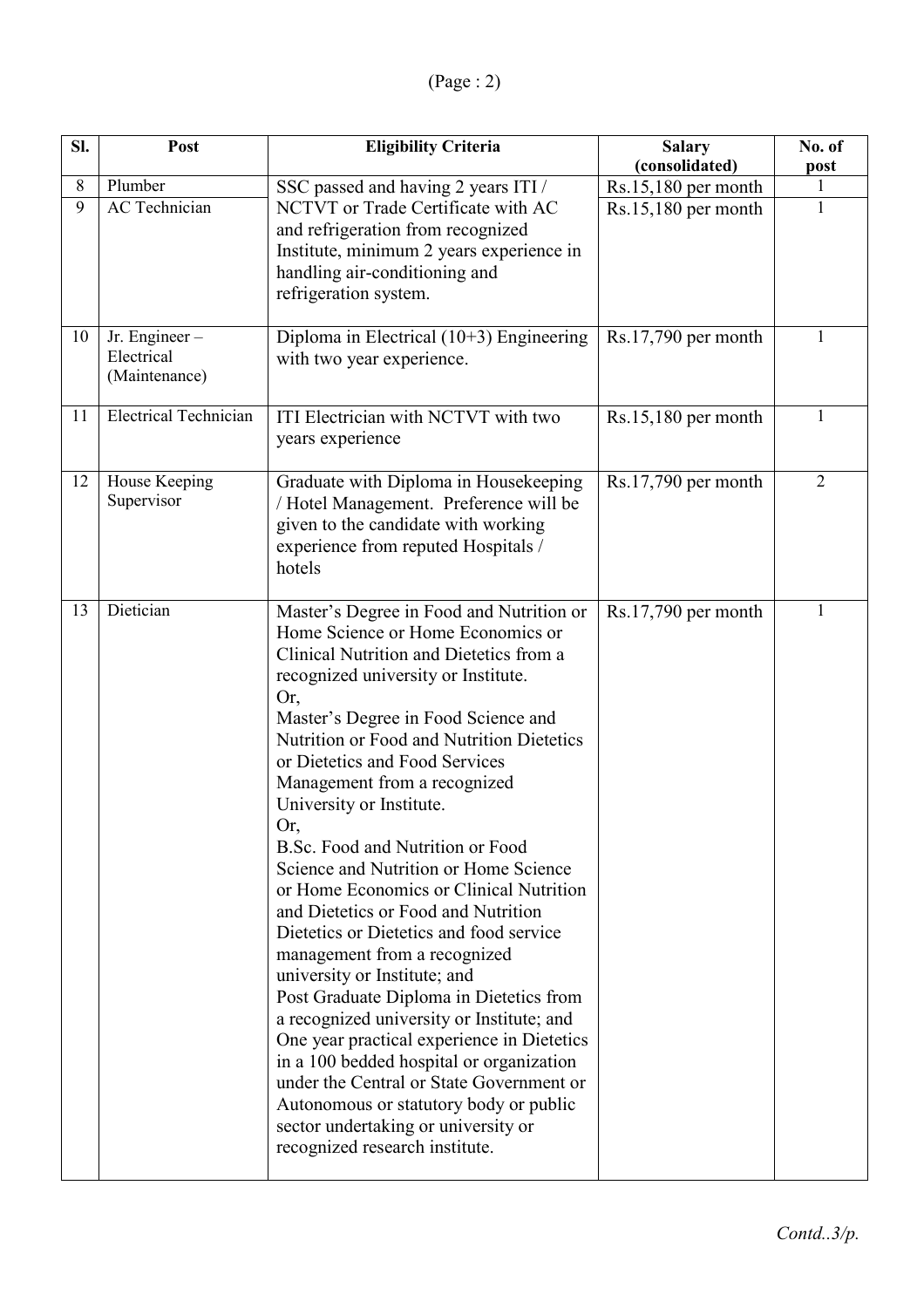| Sl. | Post | Eligibility Criteria | Salary (consolidated) | No. of post |
|---|---|---|---|---|
| 8 | Plumber | SSC passed and having 2 years ITI / NCTVT or Trade Certificate with AC and refrigeration from recognized Institute, minimum 2 years experience in handling air-conditioning and refrigeration system. | Rs.15,180 per month | 1 |
| 9 | AC Technician | | Rs.15,180 per month | 1 |
| 10 | Jr. Engineer – Electrical (Maintenance) | Diploma in Electrical (10+3) Engineering with two year experience. | Rs.17,790 per month | 1 |
| 11 | Electrical Technician | ITI Electrician with NCTVT with two years experience | Rs.15,180 per month | 1 |
| 12 | House Keeping Supervisor | Graduate with Diploma in Housekeeping / Hotel Management. Preference will be given to the candidate with working experience from reputed Hospitals / hotels | Rs.17,790 per month | 2 |
| 13 | Dietician | Master's Degree in Food and Nutrition or Home Science or Home Economics or Clinical Nutrition and Dietetics from a recognized university or Institute.<br>Or,<br>Master's Degree in Food Science and Nutrition or Food and Nutrition Dietetics or Dietetics and Food Services Management from a recognized University or Institute.<br>Or,<br>B.Sc. Food and Nutrition or Food Science and Nutrition or Home Science or Home Economics or Clinical Nutrition and Dietetics or Food and Nutrition Dietetics or Dietetics and food service management from a recognized university or Institute; and<br>Post Graduate Diploma in Dietetics from a recognized university or Institute; and<br>One year practical experience in Dietetics in a 100 bedded hospital or organization under the Central or State Government or Autonomous or statutory body or public sector undertaking or university or recognized research institute. | Rs.17,790 per month | 1 |

*Contd..3/p.*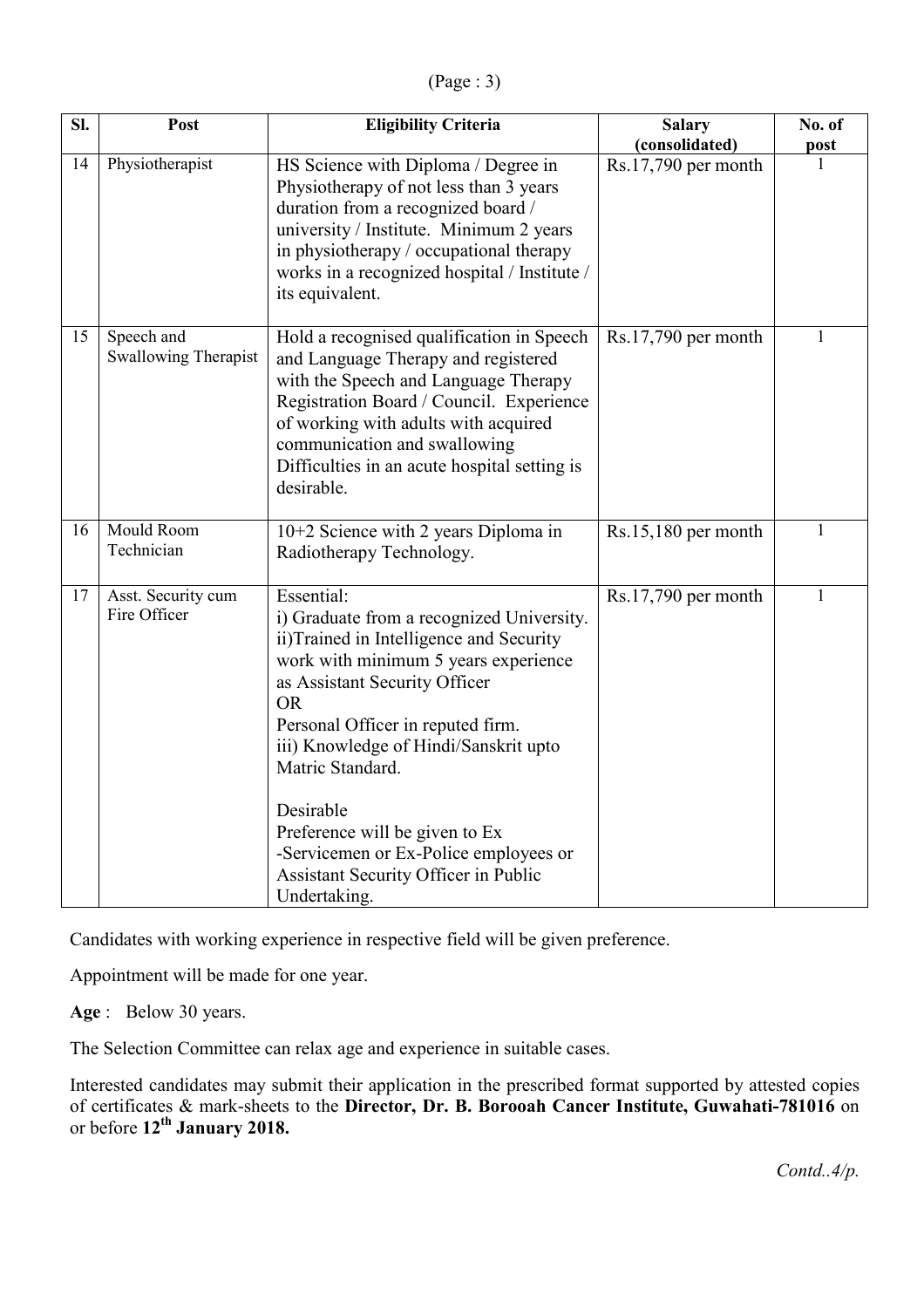| Sl. | Post | Eligibility Criteria | Salary (consolidated) | No. of post |
|---|---|---|---|---|
| 14 | Physiotherapist | HS Science with Diploma / Degree in Physiotherapy of not less than 3 years duration from a recognized board / university / Institute. Minimum 2 years in physiotherapy / occupational therapy works in a recognized hospital / Institute / its equivalent. | Rs.17,790 per month | 1 |
| 15 | Speech and Swallowing Therapist | Hold a recognised qualification in Speech and Language Therapy and registered with the Speech and Language Therapy Registration Board / Council. Experience of working with adults with acquired communication and swallowing Difficulties in an acute hospital setting is desirable. | Rs.17,790 per month | 1 |
| 16 | Mould Room Technician | 10+2 Science with 2 years Diploma in Radiotherapy Technology. | Rs.15,180 per month | 1 |
| 17 | Asst. Security cum Fire Officer | Essential:<br>i) Graduate from a recognized University.<br>ii)Trained in Intelligence and Security work with minimum 5 years experience as Assistant Security Officer<br>OR<br>Personal Officer in reputed firm.<br>iii) Knowledge of Hindi/Sanskrit upto Matric Standard.<br><br>Desirable<br>Preference will be given to Ex -Servicemen or Ex-Police employees or Assistant Security Officer in Public Undertaking. | Rs.17,790 per month | 1 |

Candidates with working experience in respective field will be given preference.

Appointment will be made for one year.

**Age** : Below 30 years.

The Selection Committee can relax age and experience in suitable cases.

Interested candidates may submit their application in the prescribed format supported by attested copies of certificates & mark-sheets to the **Director, Dr. B. Borooah Cancer Institute, Guwahati-781016** on or before **12th January 2018.**

*Contd..4/p.*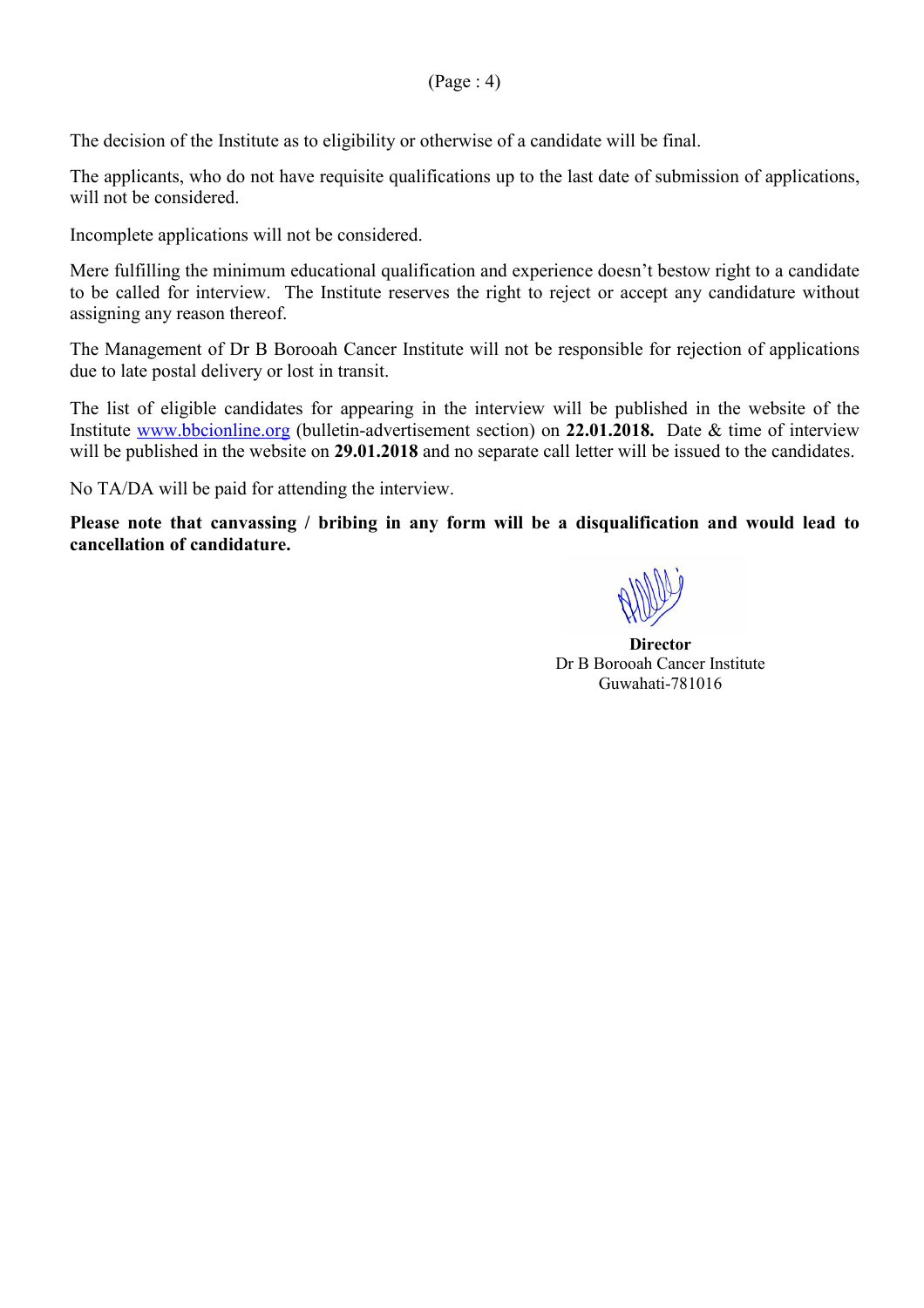The decision of the Institute as to eligibility or otherwise of a candidate will be final.

The applicants, who do not have requisite qualifications up to the last date of submission of applications, will not be considered.

Incomplete applications will not be considered.

Mere fulfilling the minimum educational qualification and experience doesn't bestow right to a candidate to be called for interview. The Institute reserves the right to reject or accept any candidature without assigning any reason thereof.

The Management of Dr B Borooah Cancer Institute will not be responsible for rejection of applications due to late postal delivery or lost in transit.

The list of eligible candidates for appearing in the interview will be published in the website of the Institute www.bbcionline.org (bulletin-advertisement section) on **22.01.2018.** Date & time of interview will be published in the website on **29.01.2018** and no separate call letter will be issued to the candidates.

No TA/DA will be paid for attending the interview.

**Please note that canvassing / bribing in any form will be a disqualification and would lead to cancellation of candidature.**

**Director**
Dr B Borooah Cancer Institute
Guwahati-781016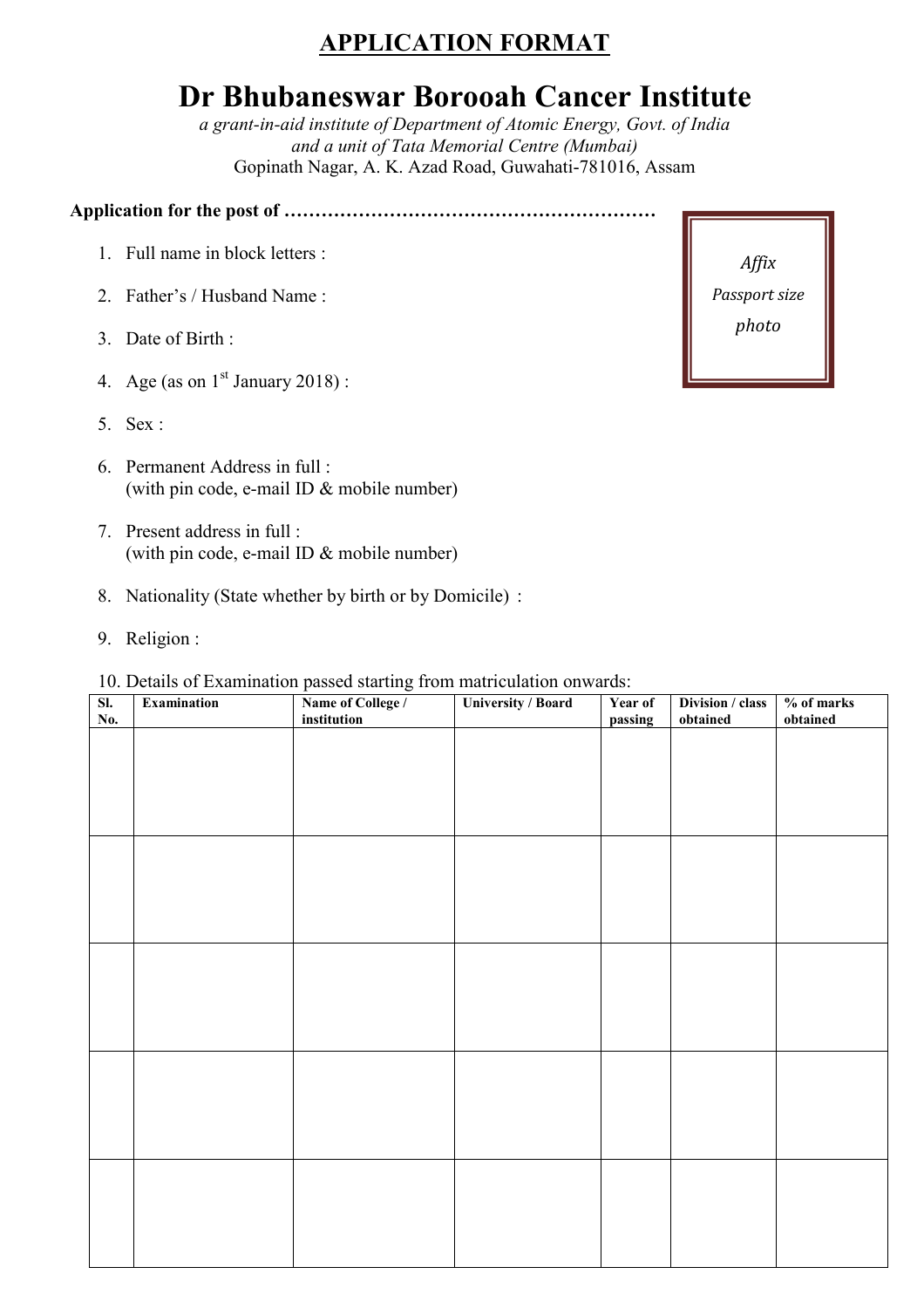# APPLICATION FORMAT

# Dr Bhubaneswar Borooah Cancer Institute

*a grant-in-aid institute of Department of Atomic Energy, Govt. of India*
*and a unit of Tata Memorial Centre (Mumbai)*
Gopinath Nagar, A. K. Azad Road, Guwahati-781016, Assam

**Application for the post of …………………………………………………**

*Affix*
*Passport size*
*photo*

1. Full name in block letters :
2. Father's / Husband Name :
3. Date of Birth :
4. Age (as on 1st January 2018) :
5. Sex :
6. Permanent Address in full :
   (with pin code, e-mail ID & mobile number)
7. Present address in full :
   (with pin code, e-mail ID & mobile number)
8. Nationality (State whether by birth or by Domicile) :
9. Religion :
10. Details of Examination passed starting from matriculation onwards:

| Sl. No. | Examination | Name of College / institution | University / Board | Year of passing | Division / class obtained | % of marks obtained |
|---|---|---|---|---|---|---|
| | | | | | | |
| | | | | | | |
| | | | | | | |
| | | | | | | |
| | | | | | | |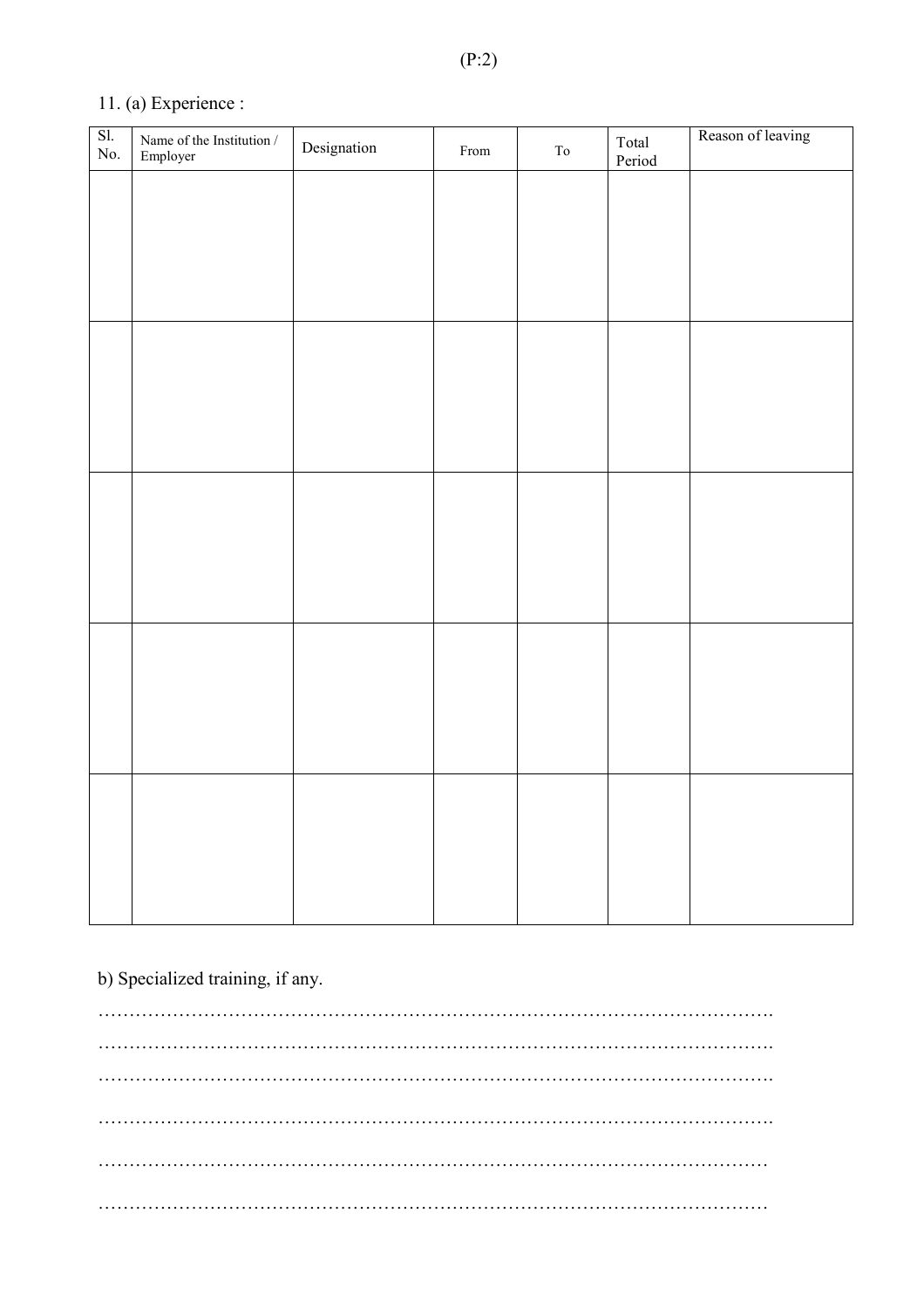(P:2)

11. (a) Experience :

| Sl. No. | Name of the Institution / Employer | Designation | From | To | Total Period | Reason of leaving |
|---|---|---|---|---|---|---|
| | | | | | | |
| | | | | | | |
| | | | | | | |
| | | | | | | |
| | | | | | | |

b) Specialized training, if any.

……………………………………………………………………………………………….

……………………………………………………………………………………………….

……………………………………………………………………………………………….

……………………………………………………………………………………………….

………………………………………………………………………………………………

………………………………………………………………………………………………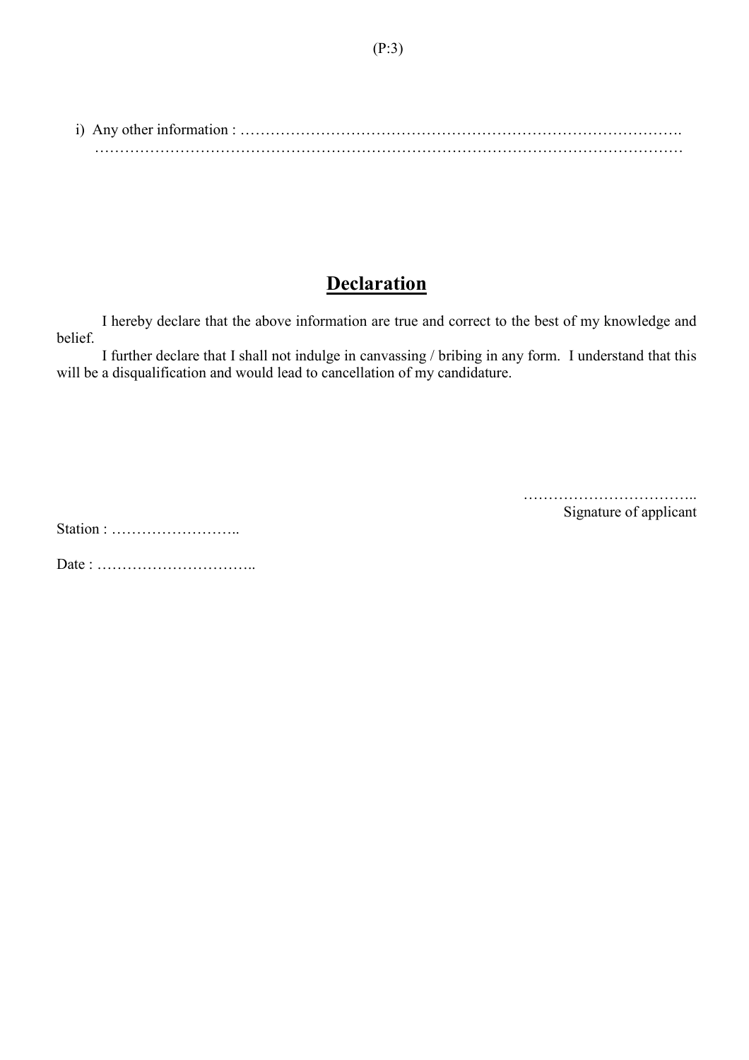i) Any other information : …………………………………………………………………………….
…………………………………………………………………………………………………………

## Declaration

I hereby declare that the above information are true and correct to the best of my knowledge and belief.

I further declare that I shall not indulge in canvassing / bribing in any form. I understand that this will be a disqualification and would lead to cancellation of my candidature.

……………………………..
Signature of applicant

Station : ……………………..

Date : …………………………..